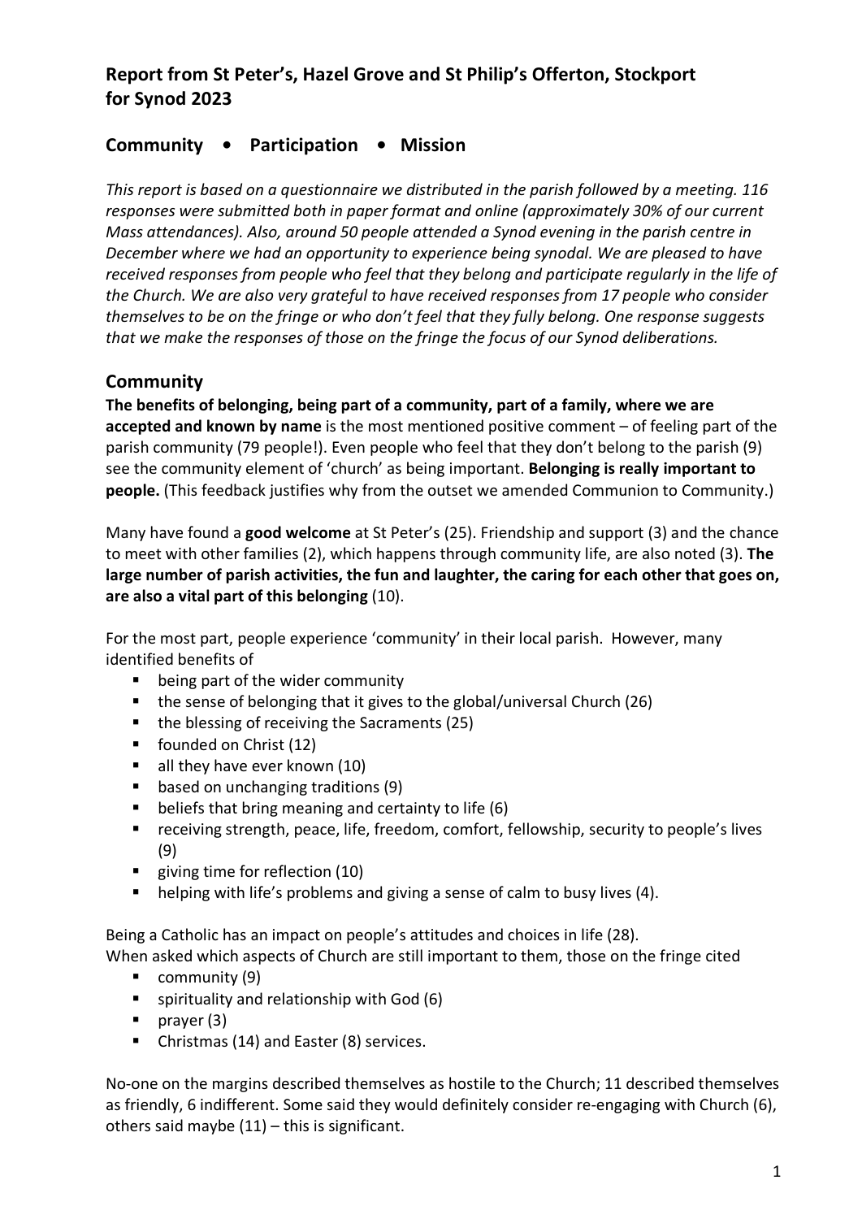# Report from St Peter's, Hazel Grove and St Philip's Offerton, Stockport for Synod 2023

## Community • Participation • Mission

*This report is based on a questionnaire we distributed in the parish followed by a meeting. 116 responses were submitted both in paper format and online (approximately 30% of our current Mass attendances). Also, around 50 people attended a Synod evening in the parish centre in December where we had an opportunity to experience being synodal. We are pleased to have received responses from people who feel that they belong and participate regularly in the life of the Church. We are also very grateful to have received responses from 17 people who consider themselves to be on the fringe or who don't feel that they fully belong. One response suggests that we make the responses of those on the fringe the focus of our Synod deliberations.*

## Community

**The benefits of belonging, being part of a community, part of a family, where we are accepted and known by name** is the most mentioned positive comment – of feeling part of the parish community (79 people!). Even people who feel that they don't belong to the parish (9) see the community element of 'church' as being important. **Belonging is really important to people.** (This feedback justifies why from the outset we amended Communion to Community.)

Many have found a **good welcome** at St Peter's (25). Friendship and support (3) and the chance to meet with other families (2), which happens through community life, are also noted (3). **The large number of parish activities, the fun and laughter, the caring for each other that goes on, are also a vital part of this belonging** (10).

For the most part, people experience 'community' in their local parish. However, many identified benefits of

- being part of the wider community
- the sense of belonging that it gives to the global/universal Church (26)
- the blessing of receiving the Sacraments (25)
- founded on Christ (12)
- all they have ever known (10)
- based on unchanging traditions (9)
- beliefs that bring meaning and certainty to life (6)
- receiving strength, peace, life, freedom, comfort, fellowship, security to people's lives (9)
- giving time for reflection (10)
- helping with life's problems and giving a sense of calm to busy lives (4).

Being a Catholic has an impact on people's attitudes and choices in life (28).
When asked which aspects of Church are still important to them, those on the fringe cited

- community (9)
- spirituality and relationship with God (6)
- prayer (3)
- Christmas (14) and Easter (8) services.

No-one on the margins described themselves as hostile to the Church; 11 described themselves as friendly, 6 indifferent. Some said they would definitely consider re-engaging with Church (6), others said maybe (11) – this is significant.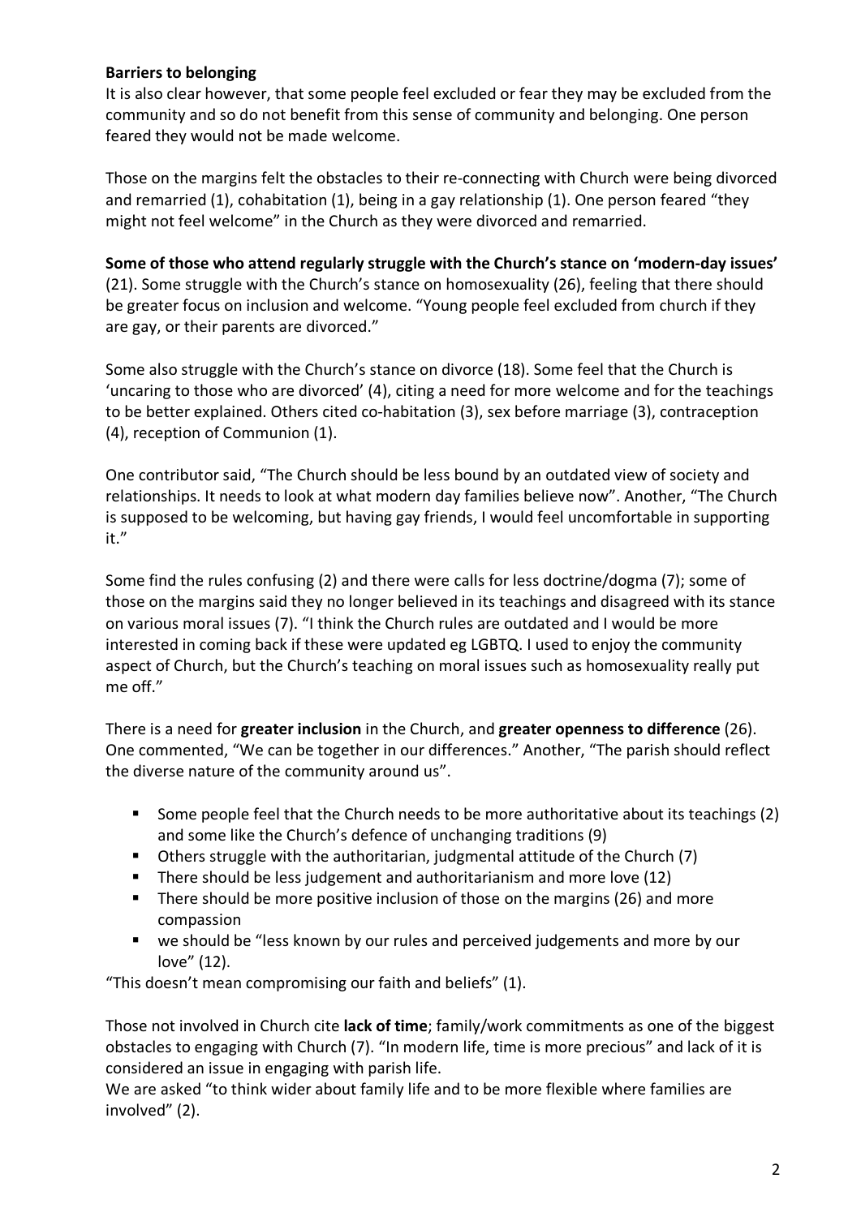**Barriers to belonging**
It is also clear however, that some people feel excluded or fear they may be excluded from the community and so do not benefit from this sense of community and belonging. One person feared they would not be made welcome.

Those on the margins felt the obstacles to their re-connecting with Church were being divorced and remarried (1), cohabitation (1), being in a gay relationship (1). One person feared "they might not feel welcome" in the Church as they were divorced and remarried.

**Some of those who attend regularly struggle with the Church's stance on 'modern-day issues'** (21). Some struggle with the Church's stance on homosexuality (26), feeling that there should be greater focus on inclusion and welcome. "Young people feel excluded from church if they are gay, or their parents are divorced."

Some also struggle with the Church's stance on divorce (18). Some feel that the Church is 'uncaring to those who are divorced' (4), citing a need for more welcome and for the teachings to be better explained. Others cited co-habitation (3), sex before marriage (3), contraception (4), reception of Communion (1).

One contributor said, "The Church should be less bound by an outdated view of society and relationships. It needs to look at what modern day families believe now". Another, "The Church is supposed to be welcoming, but having gay friends, I would feel uncomfortable in supporting it."

Some find the rules confusing (2) and there were calls for less doctrine/dogma (7); some of those on the margins said they no longer believed in its teachings and disagreed with its stance on various moral issues (7). "I think the Church rules are outdated and I would be more interested in coming back if these were updated eg LGBTQ. I used to enjoy the community aspect of Church, but the Church's teaching on moral issues such as homosexuality really put me off."

There is a need for **greater inclusion** in the Church, and **greater openness to difference** (26). One commented, "We can be together in our differences." Another, "The parish should reflect the diverse nature of the community around us".

- Some people feel that the Church needs to be more authoritative about its teachings (2) and some like the Church's defence of unchanging traditions (9)
- Others struggle with the authoritarian, judgmental attitude of the Church (7)
- There should be less judgement and authoritarianism and more love (12)
- There should be more positive inclusion of those on the margins (26) and more compassion
- we should be "less known by our rules and perceived judgements and more by our love" (12).

"This doesn't mean compromising our faith and beliefs" (1).

Those not involved in Church cite **lack of time**; family/work commitments as one of the biggest obstacles to engaging with Church (7). "In modern life, time is more precious" and lack of it is considered an issue in engaging with parish life.
We are asked "to think wider about family life and to be more flexible where families are involved" (2).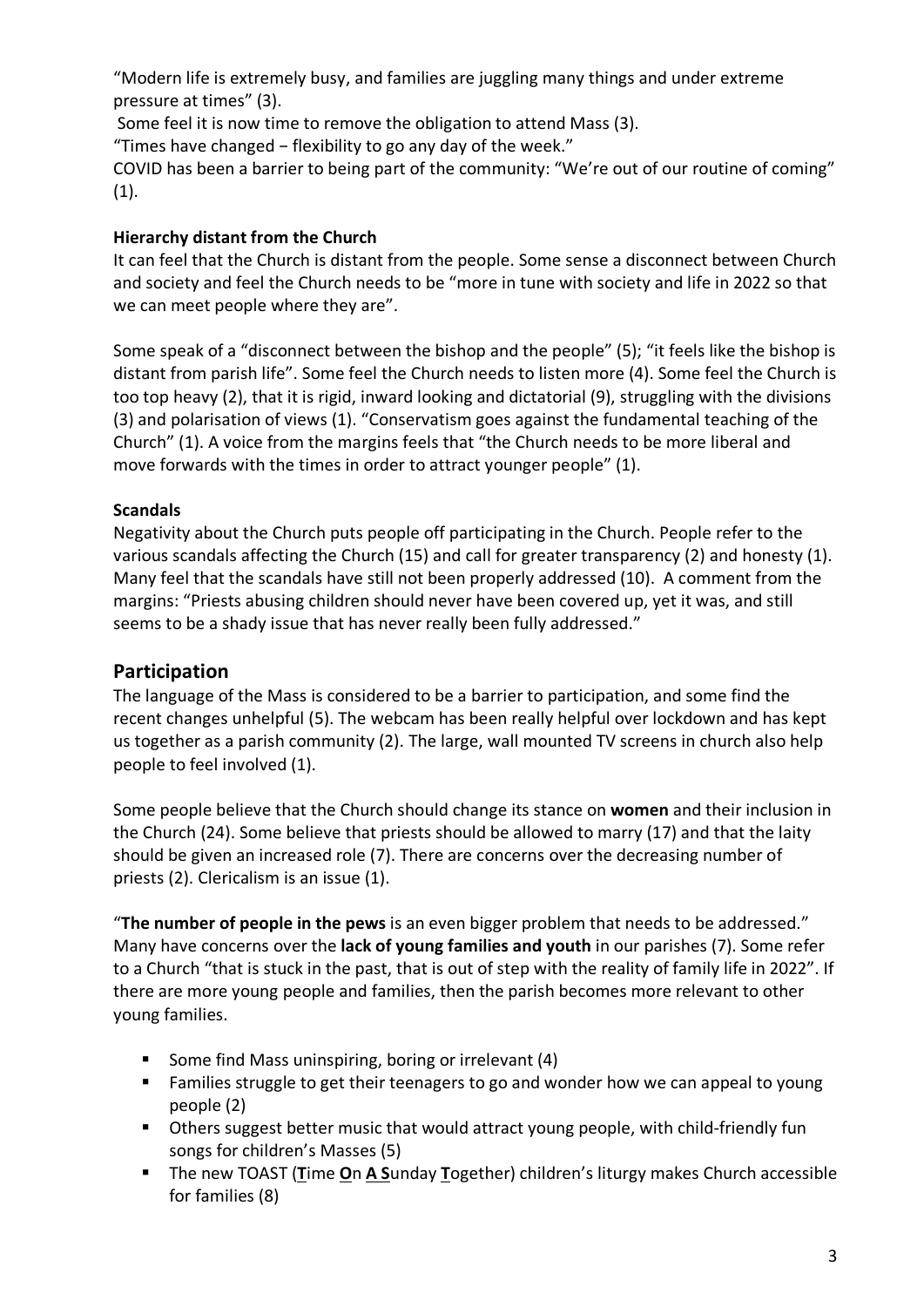"Modern life is extremely busy, and families are juggling many things and under extreme pressure at times" (3).

Some feel it is now time to remove the obligation to attend Mass (3).

"Times have changed − flexibility to go any day of the week."

COVID has been a barrier to being part of the community: "We're out of our routine of coming" (1).

**Hierarchy distant from the Church**

It can feel that the Church is distant from the people. Some sense a disconnect between Church and society and feel the Church needs to be "more in tune with society and life in 2022 so that we can meet people where they are".

Some speak of a "disconnect between the bishop and the people" (5); "it feels like the bishop is distant from parish life". Some feel the Church needs to listen more (4). Some feel the Church is too top heavy (2), that it is rigid, inward looking and dictatorial (9), struggling with the divisions (3) and polarisation of views (1). "Conservatism goes against the fundamental teaching of the Church" (1). A voice from the margins feels that "the Church needs to be more liberal and move forwards with the times in order to attract younger people" (1).

**Scandals**

Negativity about the Church puts people off participating in the Church. People refer to the various scandals affecting the Church (15) and call for greater transparency (2) and honesty (1). Many feel that the scandals have still not been properly addressed (10). A comment from the margins: "Priests abusing children should never have been covered up, yet it was, and still seems to be a shady issue that has never really been fully addressed."

## Participation

The language of the Mass is considered to be a barrier to participation, and some find the recent changes unhelpful (5). The webcam has been really helpful over lockdown and has kept us together as a parish community (2). The large, wall mounted TV screens in church also help people to feel involved (1).

Some people believe that the Church should change its stance on **women** and their inclusion in the Church (24). Some believe that priests should be allowed to marry (17) and that the laity should be given an increased role (7). There are concerns over the decreasing number of priests (2). Clericalism is an issue (1).

"**The number of people in the pews** is an even bigger problem that needs to be addressed." Many have concerns over the **lack of young families and youth** in our parishes (7). Some refer to a Church "that is stuck in the past, that is out of step with the reality of family life in 2022". If there are more young people and families, then the parish becomes more relevant to other young families.

- Some find Mass uninspiring, boring or irrelevant (4)
- Families struggle to get their teenagers to go and wonder how we can appeal to young people (2)
- Others suggest better music that would attract young people, with child-friendly fun songs for children's Masses (5)
- The new TOAST (**T**ime **O**n **A** **S**unday **T**ogether) children's liturgy makes Church accessible for families (8)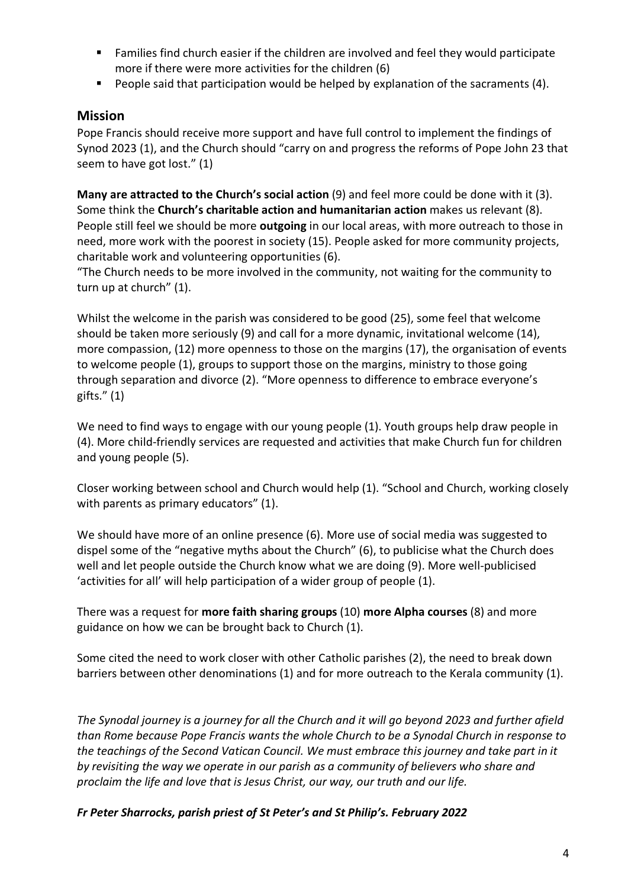- Families find church easier if the children are involved and feel they would participate more if there were more activities for the children (6)
- People said that participation would be helped by explanation of the sacraments (4).

## Mission

Pope Francis should receive more support and have full control to implement the findings of Synod 2023 (1), and the Church should "carry on and progress the reforms of Pope John 23 that seem to have got lost." (1)

**Many are attracted to the Church's social action** (9) and feel more could be done with it (3). Some think the **Church's charitable action and humanitarian action** makes us relevant (8). People still feel we should be more **outgoing** in our local areas, with more outreach to those in need, more work with the poorest in society (15). People asked for more community projects, charitable work and volunteering opportunities (6).
"The Church needs to be more involved in the community, not waiting for the community to turn up at church" (1).

Whilst the welcome in the parish was considered to be good (25), some feel that welcome should be taken more seriously (9) and call for a more dynamic, invitational welcome (14), more compassion, (12) more openness to those on the margins (17), the organisation of events to welcome people (1), groups to support those on the margins, ministry to those going through separation and divorce (2). "More openness to difference to embrace everyone's gifts." (1)

We need to find ways to engage with our young people (1). Youth groups help draw people in (4). More child-friendly services are requested and activities that make Church fun for children and young people (5).

Closer working between school and Church would help (1). "School and Church, working closely with parents as primary educators" (1).

We should have more of an online presence (6). More use of social media was suggested to dispel some of the "negative myths about the Church" (6), to publicise what the Church does well and let people outside the Church know what we are doing (9). More well-publicised 'activities for all' will help participation of a wider group of people (1).

There was a request for **more faith sharing groups** (10) **more Alpha courses** (8) and more guidance on how we can be brought back to Church (1).

Some cited the need to work closer with other Catholic parishes (2), the need to break down barriers between other denominations (1) and for more outreach to the Kerala community (1).

*The Synodal journey is a journey for all the Church and it will go beyond 2023 and further afield than Rome because Pope Francis wants the whole Church to be a Synodal Church in response to the teachings of the Second Vatican Council. We must embrace this journey and take part in it by revisiting the way we operate in our parish as a community of believers who share and proclaim the life and love that is Jesus Christ, our way, our truth and our life.*

***Fr Peter Sharrocks, parish priest of St Peter's and St Philip's. February 2022***